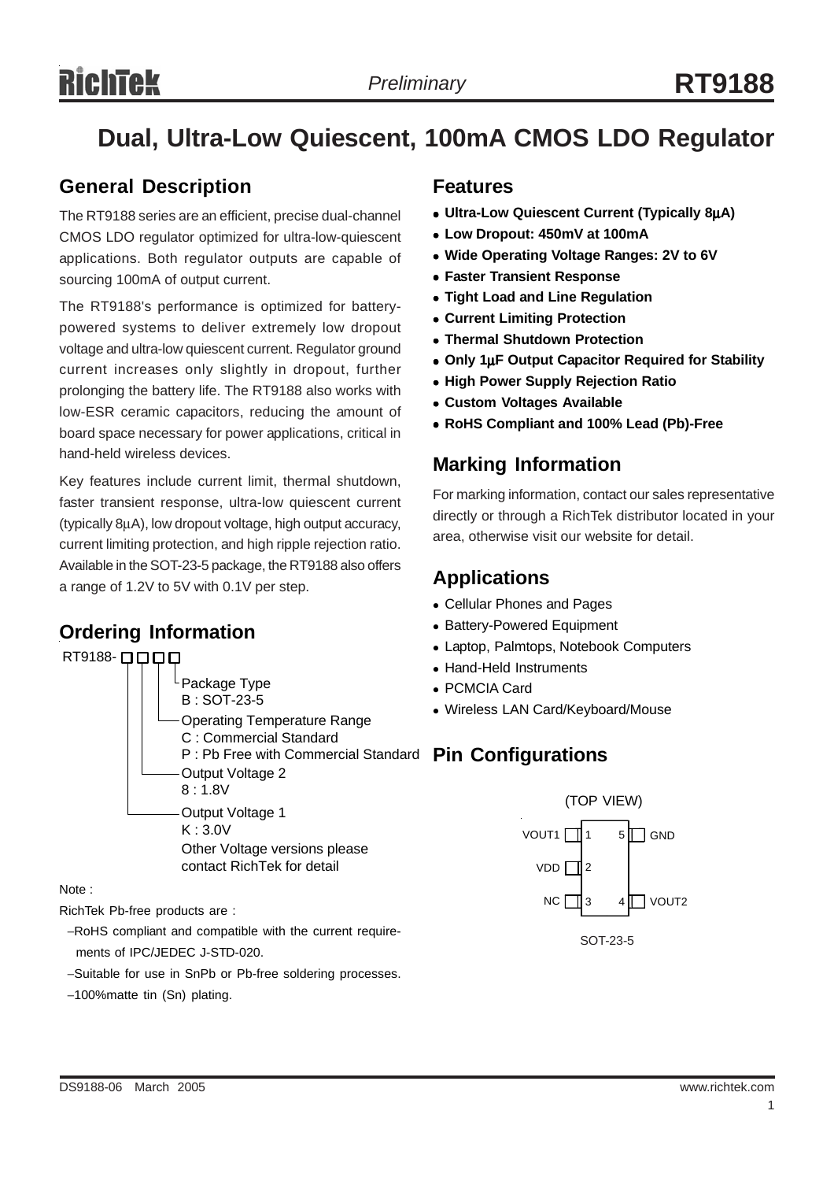# Dual, Ultra-Low Quiescent, 100mA CMOS LDO Regulator

## General Description

The RT9188 series are an efficient, precise dual-channel CMOS LDO regulator optimized for ultra-low-quiescent applications. Both regulator outputs are capable of sourcing 100mA of output current.

The RT9188's performance is optimized for battery-powered systems to deliver extremely low dropout voltage and ultra-low quiescent current. Regulator ground current increases only slightly in dropout, further prolonging the battery life. The RT9188 also works with low-ESR ceramic capacitors, reducing the amount of board space necessary for power applications, critical in hand-held wireless devices.

Key features include current limit, thermal shutdown, faster transient response, ultra-low quiescent current (typically 8μA), low dropout voltage, high output accuracy, current limiting protection, and high ripple rejection ratio. Available in the SOT-23-5 package, the RT9188 also offers a range of 1.2V to 5V with 0.1V per step.

## Ordering Information

RT9188-□□□□

- Package Type
  - B : SOT-23-5
- Operating Temperature Range
  - C : Commercial Standard
  - P : Pb Free with Commercial Standard
- Output Voltage 2
  - 8 : 1.8V
- Output Voltage 1
  - K : 3.0V
  - Other Voltage versions please contact RichTek for detail

Note :

RichTek Pb-free products are :

- RoHS compliant and compatible with the current requirements of IPC/JEDEC J-STD-020.
- Suitable for use in SnPb or Pb-free soldering processes.
- 100%matte tin (Sn) plating.

## Features

- **Ultra-Low Quiescent Current (Typically 8μA)**
- **Low Dropout: 450mV at 100mA**
- **Wide Operating Voltage Ranges: 2V to 6V**
- **Faster Transient Response**
- **Tight Load and Line Regulation**
- **Current Limiting Protection**
- **Thermal Shutdown Protection**
- **Only 1μF Output Capacitor Required for Stability**
- **High Power Supply Rejection Ratio**
- **Custom Voltages Available**
- **RoHS Compliant and 100% Lead (Pb)-Free**

## Marking Information

For marking information, contact our sales representative directly or through a RichTek distributor located in your area, otherwise visit our website for detail.

## Applications

- Cellular Phones and Pages
- Battery-Powered Equipment
- Laptop, Palmtops, Notebook Computers
- Hand-Held Instruments
- PCMCIA Card
- Wireless LAN Card/Keyboard/Mouse

## Pin Configurations

(TOP VIEW)

| Pin | Name | Pin | Name |
| --- | --- | --- | --- |
| 1 | VOUT1 | 5 | GND |
| 2 | VDD | | |
| 3 | NC | 4 | VOUT2 |

SOT-23-5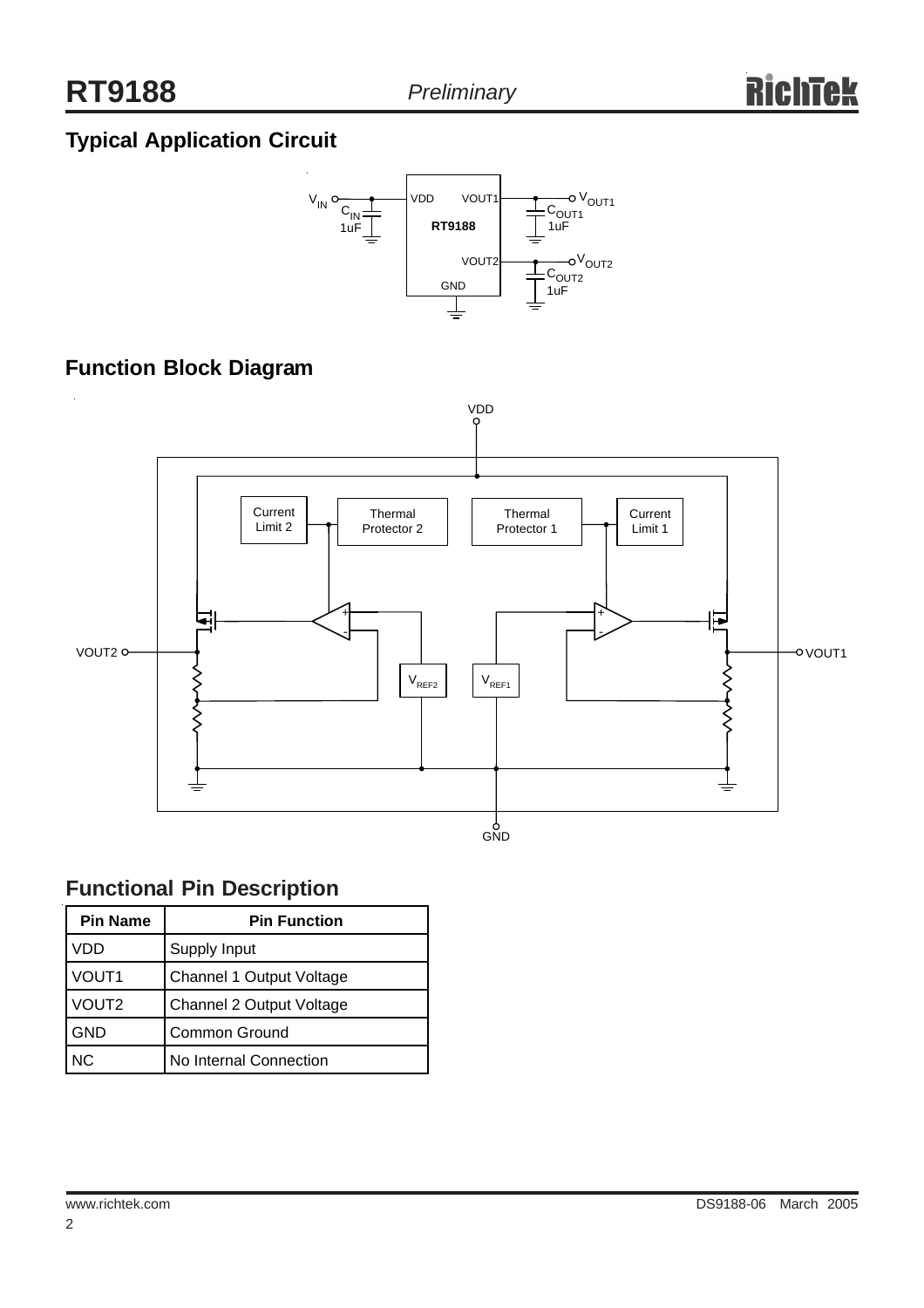## Typical Application Circuit

## Function Block Diagram

## Functional Pin Description

| Pin Name | Pin Function |
|---|---|
| VDD | Supply Input |
| VOUT1 | Channel 1 Output Voltage |
| VOUT2 | Channel 2 Output Voltage |
| GND | Common Ground |
| NC | No Internal Connection |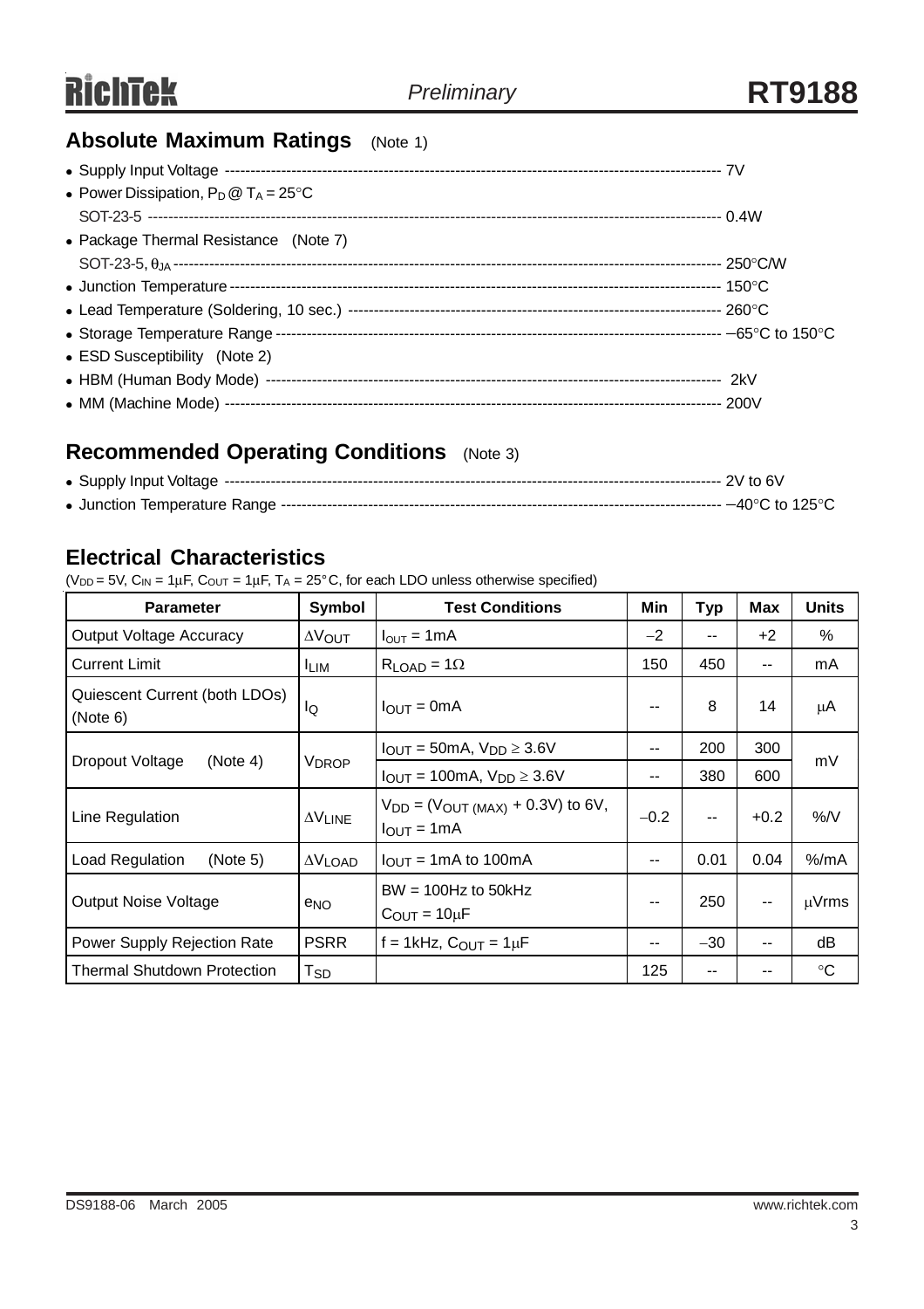## Absolute Maximum Ratings (Note 1)

- Supply Input Voltage ------------------------------------------------------------------------------------------------ 7V
- Power Dissipation, $P_D$ @ $T_A$ = 25°C
  SOT-23-5 ------------------------------------------------------------------------------------------------------------ 0.4W
- Package Thermal Resistance (Note 7)
  SOT-23-5, $\theta_{JA}$ ------------------------------------------------------------------------------------------------ 250°C/W
- Junction Temperature -------------------------------------------------------------------------------------------- 150°C
- Lead Temperature (Soldering, 10 sec.) ---------------------------------------------------------------------- 260°C
- Storage Temperature Range ----------------------------------------------------------------------------------- −65°C to 150°C
- ESD Susceptibility (Note 2)
- HBM (Human Body Mode) ------------------------------------------------------------------------------------- 2kV
- MM (Machine Mode) ------------------------------------------------------------------------------------------ 200V

## Recommended Operating Conditions (Note 3)

- Supply Input Voltage ------------------------------------------------------------------------------------------------ 2V to 6V
- Junction Temperature Range -------------------------------------------------------------------------------------- −40°C to 125°C

## Electrical Characteristics

($V_{DD}$ = 5V, $C_{IN}$ = 1μF, $C_{OUT}$ = 1μF, $T_A$ = 25°C, for each LDO unless otherwise specified)

| Parameter | Symbol | Test Conditions | Min | Typ | Max | Units |
|---|---|---|---|---|---|---|
| Output Voltage Accuracy | $\Delta V_{OUT}$ | $I_{OUT}$ = 1mA | −2 | -- | +2 | % |
| Current Limit | $I_{LIM}$ | $R_{LOAD}$ = 1Ω | 150 | 450 | -- | mA |
| Quiescent Current (both LDOs) (Note 6) | $I_Q$ | $I_{OUT}$ = 0mA | -- | 8 | 14 | μA |
| Dropout Voltage (Note 4) | $V_{DROP}$ | $I_{OUT}$ = 50mA, $V_{DD} \geq$ 3.6V | -- | 200 | 300 | mV |
| | | $I_{OUT}$ = 100mA, $V_{DD} \geq$ 3.6V | -- | 380 | 600 | |
| Line Regulation | $\Delta V_{LINE}$ | $V_{DD}$ = ($V_{OUT\,(MAX)}$ + 0.3V) to 6V, $I_{OUT}$ = 1mA | −0.2 | -- | +0.2 | %/V |
| Load Regulation (Note 5) | $\Delta V_{LOAD}$ | $I_{OUT}$ = 1mA to 100mA | -- | 0.01 | 0.04 | %/mA |
| Output Noise Voltage | $e_{NO}$ | BW = 100Hz to 50kHz $C_{OUT}$ = 10μF | -- | 250 | -- | μVrms |
| Power Supply Rejection Rate | PSRR | f = 1kHz, $C_{OUT}$ = 1μF | -- | −30 | -- | dB |
| Thermal Shutdown Protection | $T_{SD}$ | | 125 | -- | -- | °C |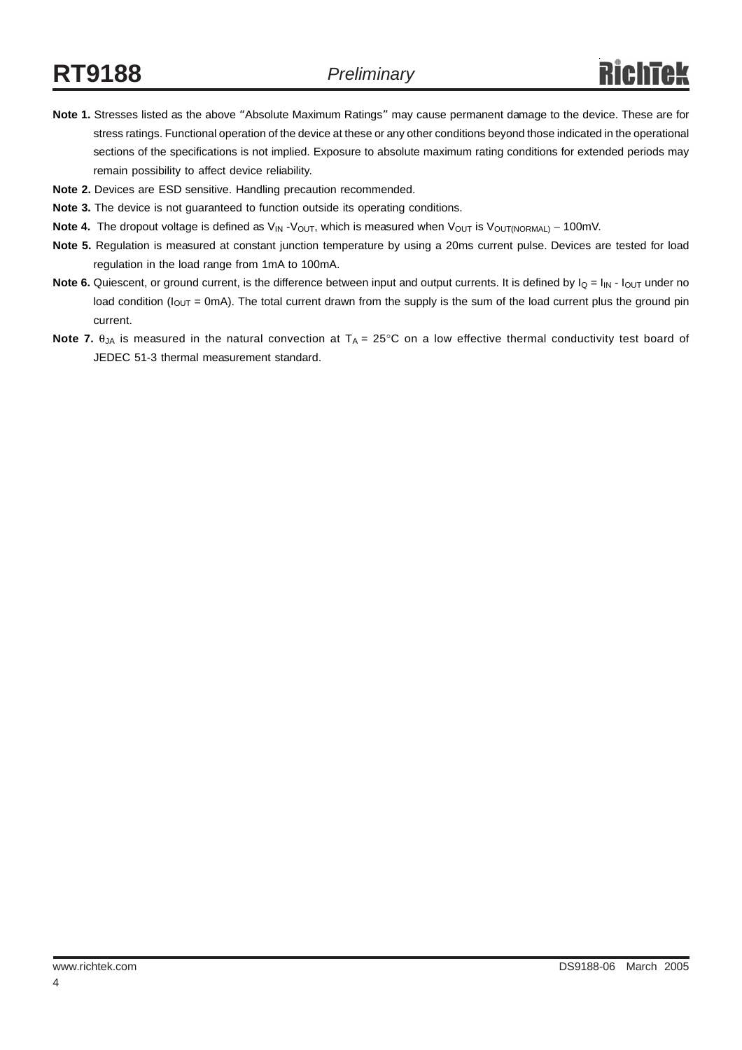**Note 1.** Stresses listed as the above "Absolute Maximum Ratings" may cause permanent damage to the device. These are for stress ratings. Functional operation of the device at these or any other conditions beyond those indicated in the operational sections of the specifications is not implied. Exposure to absolute maximum rating conditions for extended periods may remain possibility to affect device reliability.

**Note 2.** Devices are ESD sensitive. Handling precaution recommended.

**Note 3.** The device is not guaranteed to function outside its operating conditions.

**Note 4.** The dropout voltage is defined as $V_{IN}$ -$V_{OUT}$, which is measured when $V_{OUT}$ is $V_{OUT(NORMAL)}$ − 100mV.

**Note 5.** Regulation is measured at constant junction temperature by using a 20ms current pulse. Devices are tested for load regulation in the load range from 1mA to 100mA.

**Note 6.** Quiescent, or ground current, is the difference between input and output currents. It is defined by $I_Q = I_{IN} - I_{OUT}$ under no load condition ($I_{OUT}$ = 0mA). The total current drawn from the supply is the sum of the load current plus the ground pin current.

**Note 7.** $\theta_{JA}$ is measured in the natural convection at $T_A$ = 25°C on a low effective thermal conductivity test board of JEDEC 51-3 thermal measurement standard.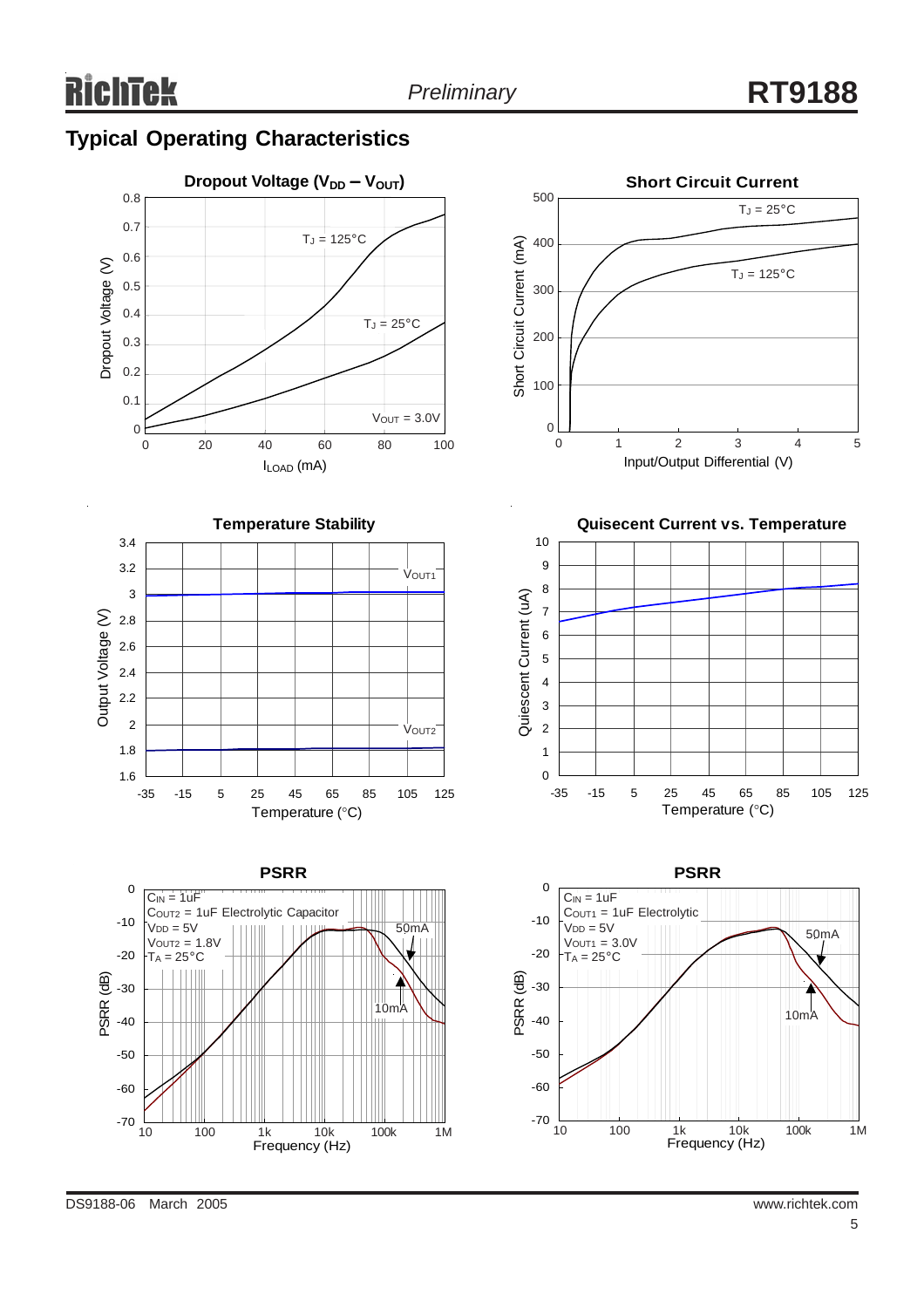## Typical Operating Characteristics

**Dropout Voltage ($V_{DD} - V_{OUT}$)**

Dropout Voltage (V) vs. $I_{LOAD}$ (mA); $T_J$ = 125°C, $T_J$ = 25°C; $V_{OUT}$ = 3.0V

**Short Circuit Current**

Short Circuit Current (mA) vs. Input/Output Differential (V); $T_J$ = 25°C, $T_J$ = 125°C

**Temperature Stability**

Output Voltage (V) vs. Temperature (°C); $V_{OUT1}$, $V_{OUT2}$

**Quisecent Current vs. Temperature**

Quiescent Current (uA) vs. Temperature (°C)

**PSRR**

PSRR (dB) vs. Frequency (Hz); $C_{IN}$ = 1uF, $C_{OUT2}$ = 1uF Electrolytic Capacitor, $V_{DD}$ = 5V, $V_{OUT2}$ = 1.8V, $T_A$ = 25°C; 50mA, 10mA

**PSRR**

PSRR (dB) vs. Frequency (Hz); $C_{IN}$ = 1uF, $C_{OUT1}$ = 1uF Electrolytic, $V_{DD}$ = 5V, $V_{OUT1}$ = 3.0V, $T_A$ = 25°C; 50mA, 10mA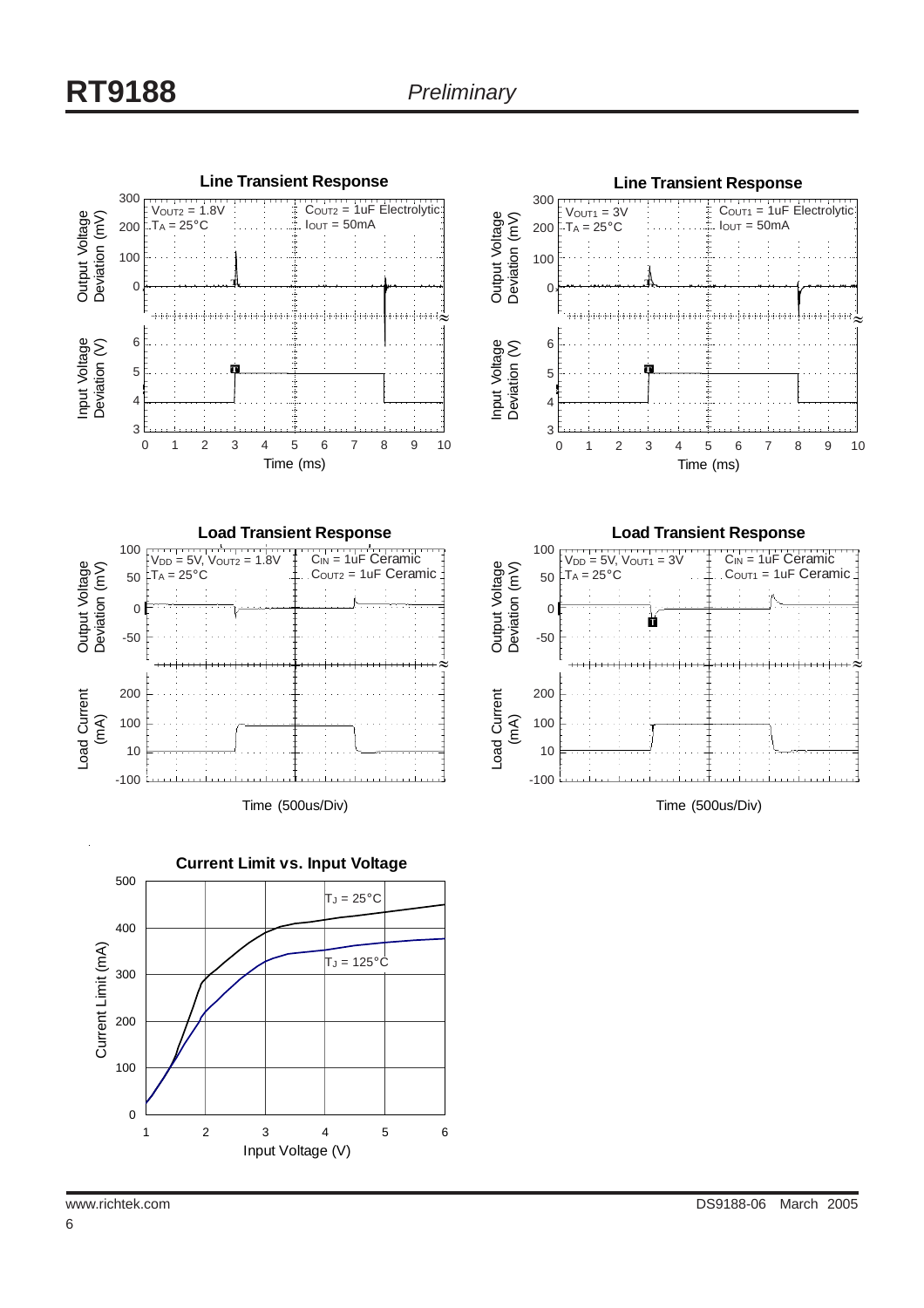**Line Transient Response**

$V_{OUT2}$ = 1.8V, $T_A$ = 25°C, $C_{OUT2}$ = 1uF Electrolytic, $I_{OUT}$ = 50mA

Output Voltage Deviation (mV); Input Voltage Deviation (V); Time (ms)

**Line Transient Response**

$V_{OUT1}$ = 3V, $T_A$ = 25°C, $C_{OUT1}$ = 1uF Electrolytic, $I_{OUT}$ = 50mA

Output Voltage Deviation (mV); Input Voltage Deviation (V); Time (ms)

**Load Transient Response**

$V_{DD}$ = 5V, $V_{OUT2}$ = 1.8V, $T_A$ = 25°C, $C_{IN}$ = 1uF Ceramic, $C_{OUT2}$ = 1uF Ceramic

Output Voltage Deviation (mV); Load Current (mA); Time (500us/Div)

**Load Transient Response**

$V_{DD}$ = 5V, $V_{OUT1}$ = 3V, $T_A$ = 25°C, $C_{IN}$ = 1uF Ceramic, $C_{OUT1}$ = 1uF Ceramic

Output Voltage Deviation (mV); Load Current (mA); Time (500us/Div)

**Current Limit vs. Input Voltage**

$T_J$ = 25°C; $T_J$ = 125°C

Current Limit (mA); Input Voltage (V)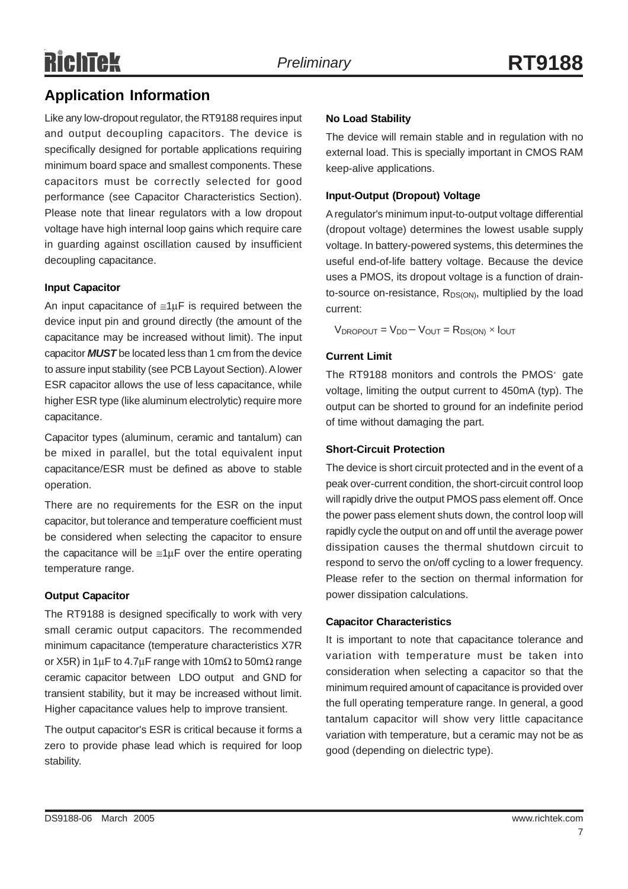## Application Information

Like any low-dropout regulator, the RT9188 requires input and output decoupling capacitors. The device is specifically designed for portable applications requiring minimum board space and smallest components. These capacitors must be correctly selected for good performance (see Capacitor Characteristics Section). Please note that linear regulators with a low dropout voltage have high internal loop gains which require care in guarding against oscillation caused by insufficient decoupling capacitance.

### Input Capacitor

An input capacitance of ≅1μF is required between the device input pin and ground directly (the amount of the capacitance may be increased without limit). The input capacitor ***MUST*** be located less than 1 cm from the device to assure input stability (see PCB Layout Section). A lower ESR capacitor allows the use of less capacitance, while higher ESR type (like aluminum electrolytic) require more capacitance.

Capacitor types (aluminum, ceramic and tantalum) can be mixed in parallel, but the total equivalent input capacitance/ESR must be defined as above to stable operation.

There are no requirements for the ESR on the input capacitor, but tolerance and temperature coefficient must be considered when selecting the capacitor to ensure the capacitance will be ≅1μF over the entire operating temperature range.

### Output Capacitor

The RT9188 is designed specifically to work with very small ceramic output capacitors. The recommended minimum capacitance (temperature characteristics X7R or X5R) in 1μF to 4.7μF range with 10mΩ to 50mΩ range ceramic capacitor between LDO output and GND for transient stability, but it may be increased without limit. Higher capacitance values help to improve transient.

The output capacitor's ESR is critical because it forms a zero to provide phase lead which is required for loop stability.

### No Load Stability

The device will remain stable and in regulation with no external load. This is specially important in CMOS RAM keep-alive applications.

### Input-Output (Dropout) Voltage

A regulator's minimum input-to-output voltage differential (dropout voltage) determines the lowest usable supply voltage. In battery-powered systems, this determines the useful end-of-life battery voltage. Because the device uses a PMOS, its dropout voltage is a function of drain-to-source on-resistance, $R_{DS(ON)}$, multiplied by the load current:

$$V_{DROPOUT} = V_{DD} - V_{OUT} = R_{DS(ON)} \times I_{OUT}$$

### Current Limit

The RT9188 monitors and controls the PMOS' gate voltage, limiting the output current to 450mA (typ). The output can be shorted to ground for an indefinite period of time without damaging the part.

### Short-Circuit Protection

The device is short circuit protected and in the event of a peak over-current condition, the short-circuit control loop will rapidly drive the output PMOS pass element off. Once the power pass element shuts down, the control loop will rapidly cycle the output on and off until the average power dissipation causes the thermal shutdown circuit to respond to servo the on/off cycling to a lower frequency. Please refer to the section on thermal information for power dissipation calculations.

### Capacitor Characteristics

It is important to note that capacitance tolerance and variation with temperature must be taken into consideration when selecting a capacitor so that the minimum required amount of capacitance is provided over the full operating temperature range. In general, a good tantalum capacitor will show very little capacitance variation with temperature, but a ceramic may not be as good (depending on dielectric type).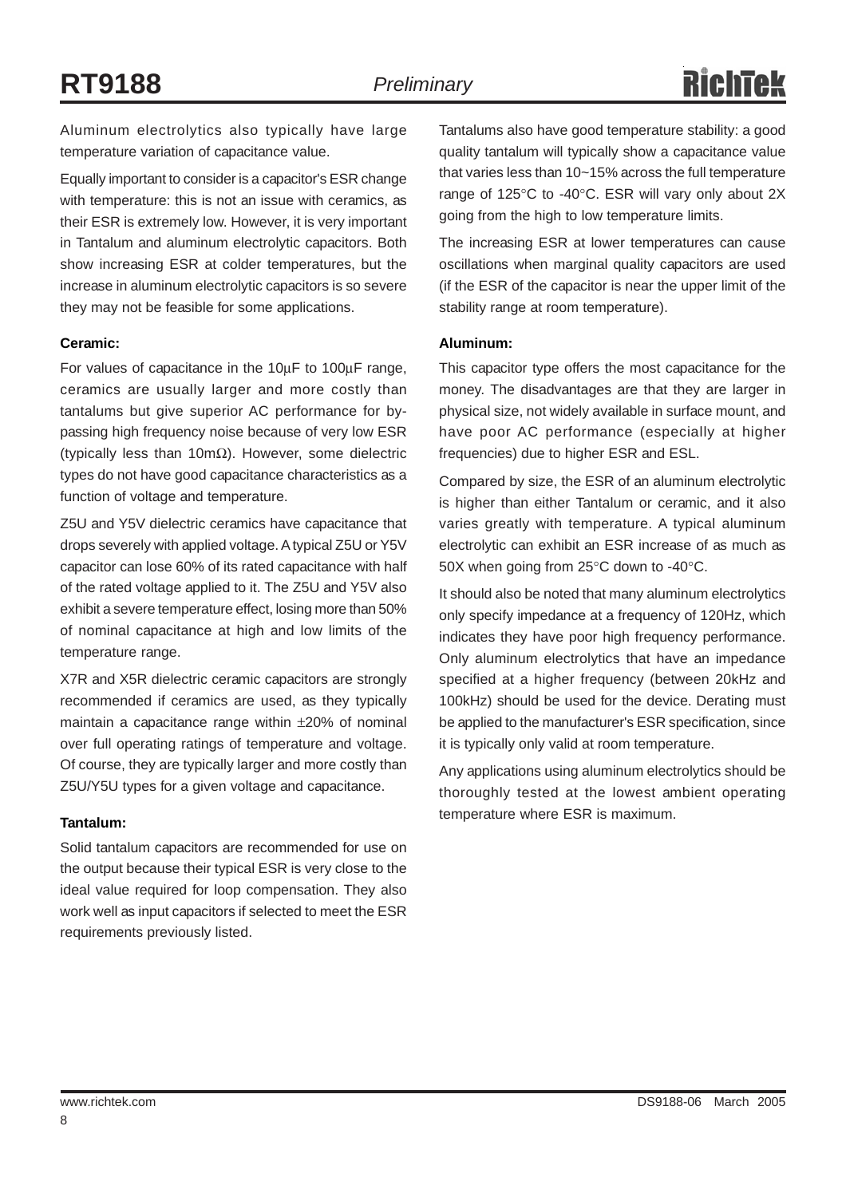Aluminum electrolytics also typically have large temperature variation of capacitance value.

Equally important to consider is a capacitor's ESR change with temperature: this is not an issue with ceramics, as their ESR is extremely low. However, it is very important in Tantalum and aluminum electrolytic capacitors. Both show increasing ESR at colder temperatures, but the increase in aluminum electrolytic capacitors is so severe they may not be feasible for some applications.

**Ceramic:**

For values of capacitance in the 10μF to 100μF range, ceramics are usually larger and more costly than tantalums but give superior AC performance for bypassing high frequency noise because of very low ESR (typically less than 10mΩ). However, some dielectric types do not have good capacitance characteristics as a function of voltage and temperature.

Z5U and Y5V dielectric ceramics have capacitance that drops severely with applied voltage. A typical Z5U or Y5V capacitor can lose 60% of its rated capacitance with half of the rated voltage applied to it. The Z5U and Y5V also exhibit a severe temperature effect, losing more than 50% of nominal capacitance at high and low limits of the temperature range.

X7R and X5R dielectric ceramic capacitors are strongly recommended if ceramics are used, as they typically maintain a capacitance range within ±20% of nominal over full operating ratings of temperature and voltage. Of course, they are typically larger and more costly than Z5U/Y5U types for a given voltage and capacitance.

**Tantalum:**

Solid tantalum capacitors are recommended for use on the output because their typical ESR is very close to the ideal value required for loop compensation. They also work well as input capacitors if selected to meet the ESR requirements previously listed.

Tantalums also have good temperature stability: a good quality tantalum will typically show a capacitance value that varies less than 10~15% across the full temperature range of 125°C to -40°C. ESR will vary only about 2X going from the high to low temperature limits.

The increasing ESR at lower temperatures can cause oscillations when marginal quality capacitors are used (if the ESR of the capacitor is near the upper limit of the stability range at room temperature).

**Aluminum:**

This capacitor type offers the most capacitance for the money. The disadvantages are that they are larger in physical size, not widely available in surface mount, and have poor AC performance (especially at higher frequencies) due to higher ESR and ESL.

Compared by size, the ESR of an aluminum electrolytic is higher than either Tantalum or ceramic, and it also varies greatly with temperature. A typical aluminum electrolytic can exhibit an ESR increase of as much as 50X when going from 25°C down to -40°C.

It should also be noted that many aluminum electrolytics only specify impedance at a frequency of 120Hz, which indicates they have poor high frequency performance. Only aluminum electrolytics that have an impedance specified at a higher frequency (between 20kHz and 100kHz) should be used for the device. Derating must be applied to the manufacturer's ESR specification, since it is typically only valid at room temperature.

Any applications using aluminum electrolytics should be thoroughly tested at the lowest ambient operating temperature where ESR is maximum.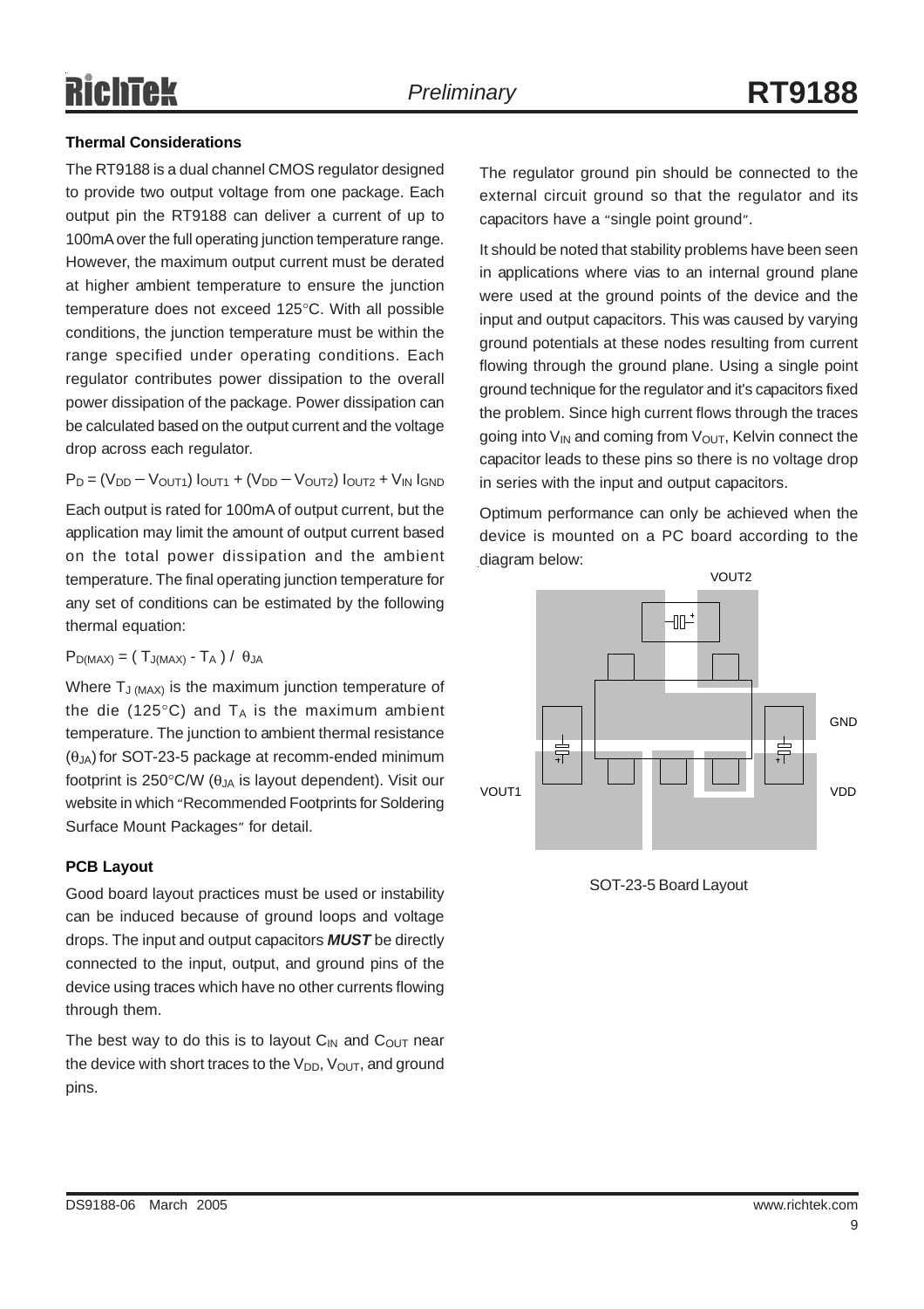### Thermal Considerations

The RT9188 is a dual channel CMOS regulator designed to provide two output voltage from one package. Each output pin the RT9188 can deliver a current of up to 100mA over the full operating junction temperature range. However, the maximum output current must be derated at higher ambient temperature to ensure the junction temperature does not exceed 125°C. With all possible conditions, the junction temperature must be within the range specified under operating conditions. Each regulator contributes power dissipation to the overall power dissipation of the package. Power dissipation can be calculated based on the output current and the voltage drop across each regulator.

$$P_D = (V_{DD} - V_{OUT1})\, I_{OUT1} + (V_{DD} - V_{OUT2})\, I_{OUT2} + V_{IN}\, I_{GND}$$

Each output is rated for 100mA of output current, but the application may limit the amount of output current based on the total power dissipation and the ambient temperature. The final operating junction temperature for any set of conditions can be estimated by the following thermal equation:

$$P_{D(MAX)} = (\, T_{J(MAX)} - T_A \,) \,/\, \theta_{JA}$$

Where $T_{J\,(MAX)}$ is the maximum junction temperature of the die (125°C) and $T_A$ is the maximum ambient temperature. The junction to ambient thermal resistance ($\theta_{JA}$) for SOT-23-5 package at recomm-ended minimum footprint is 250°C/W ($\theta_{JA}$ is layout dependent). Visit our website in which "Recommended Footprints for Soldering Surface Mount Packages" for detail.

### PCB Layout

Good board layout practices must be used or instability can be induced because of ground loops and voltage drops. The input and output capacitors ***MUST*** be directly connected to the input, output, and ground pins of the device using traces which have no other currents flowing through them.

The best way to do this is to layout $C_{IN}$ and $C_{OUT}$ near the device with short traces to the $V_{DD}$, $V_{OUT}$, and ground pins.

The regulator ground pin should be connected to the external circuit ground so that the regulator and its capacitors have a "single point ground".

It should be noted that stability problems have been seen in applications where vias to an internal ground plane were used at the ground points of the device and the input and output capacitors. This was caused by varying ground potentials at these nodes resulting from current flowing through the ground plane. Using a single point ground technique for the regulator and it's capacitors fixed the problem. Since high current flows through the traces going into $V_{IN}$ and coming from $V_{OUT}$, Kelvin connect the capacitor leads to these pins so there is no voltage drop in series with the input and output capacitors.

Optimum performance can only be achieved when the device is mounted on a PC board according to the diagram below:

VOUT2

GND

VOUT1

VDD

SOT-23-5 Board Layout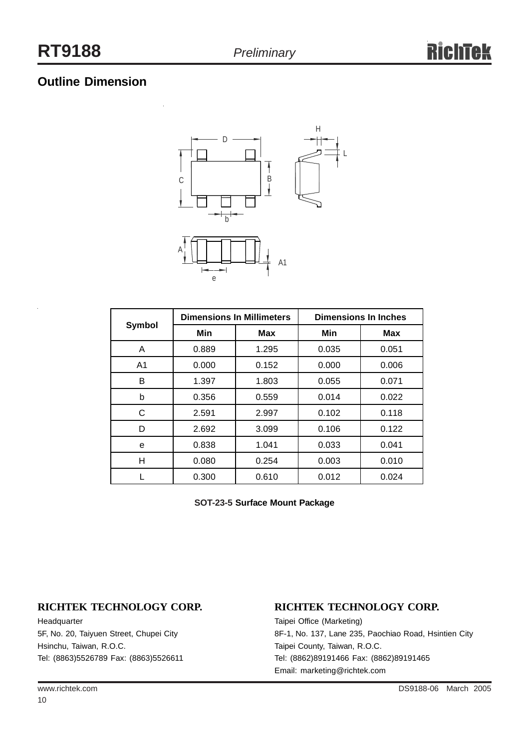## Outline Dimension

| Symbol | Dimensions In Millimeters | | Dimensions In Inches | |
|---|---|---|---|---|
| | Min | Max | Min | Max |
| A | 0.889 | 1.295 | 0.035 | 0.051 |
| A1 | 0.000 | 0.152 | 0.000 | 0.006 |
| B | 1.397 | 1.803 | 0.055 | 0.071 |
| b | 0.356 | 0.559 | 0.014 | 0.022 |
| C | 2.591 | 2.997 | 0.102 | 0.118 |
| D | 2.692 | 3.099 | 0.106 | 0.122 |
| e | 0.838 | 1.041 | 0.033 | 0.041 |
| H | 0.080 | 0.254 | 0.003 | 0.010 |
| L | 0.300 | 0.610 | 0.012 | 0.024 |

**SOT-23-5 Surface Mount Package**

**RICHTEK TECHNOLOGY CORP.**

Headquarter
5F, No. 20, Taiyuen Street, Chupei City
Hsinchu, Taiwan, R.O.C.
Tel: (8863)5526789 Fax: (8863)5526611

**RICHTEK TECHNOLOGY CORP.**

Taipei Office (Marketing)
8F-1, No. 137, Lane 235, Paochiao Road, Hsintien City
Taipei County, Taiwan, R.O.C.
Tel: (8862)89191466 Fax: (8862)89191465
Email: marketing@richtek.com